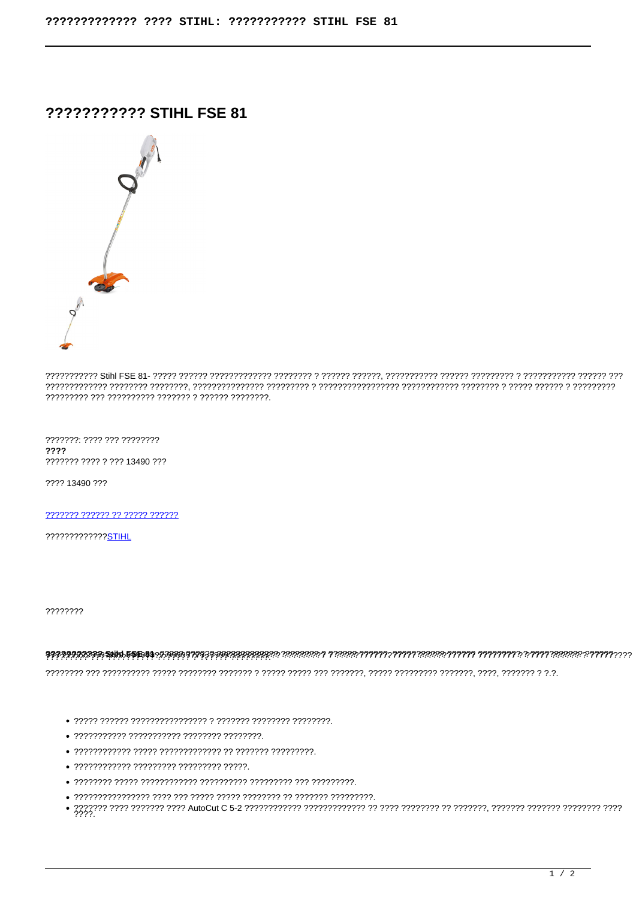# ??????????? STIHL FSE 81

??????????? Stihl FSE 81- ????? ?????? ????????????? ???????? ? ?????? ??????, ??????????? ?????? ????????? ? ??????????? ?????? ??? ????????????? ???????? ????????, ?????????????? ????????? ? ???????????????? ???????????? ???????? ? ????? ?????? ? ????????? ??? ?????????? ??????? ? ?????? ????????.

???????: ???? ??? ????????
**????**
??????? ???? ? ??? 13490 ???

???? 13490 ???

??????? ?????? ?? ????? ??????

?????????????STIHL

????????

**??????????? Stihl FSE 81**- ????? ?????? ????????????? ???????? ? ?????? ??????, ??????????? ?????? ????????? ? ??????????? ?????? ???

???????? ??? ?????????? ????? ???????? ??????? ? ????? ????? ??? ???????, ????? ????????? ???????, ????, ??????? ? ?.?.

- ????? ?????? ???????????????? ? ??????? ???????? ????????.
- ??????????? ??????????? ???????? ????????.
- ???????????? ????? ????????????? ?? ??????? ?????????.
- ???????????? ????????? ????????? ?????.
- ???????? ????? ???????????? ?????????? ????????? ??? ?????????.
- ???????????????? ???? ??? ????? ????? ???????? ?? ??????? ?????????.
- ??????? ???? ??????? ???? AutoCut C 5-2 ???????????? ????????????? ?? ???? ???????? ?? ???????, ??????? ??????? ???????? ???? ????.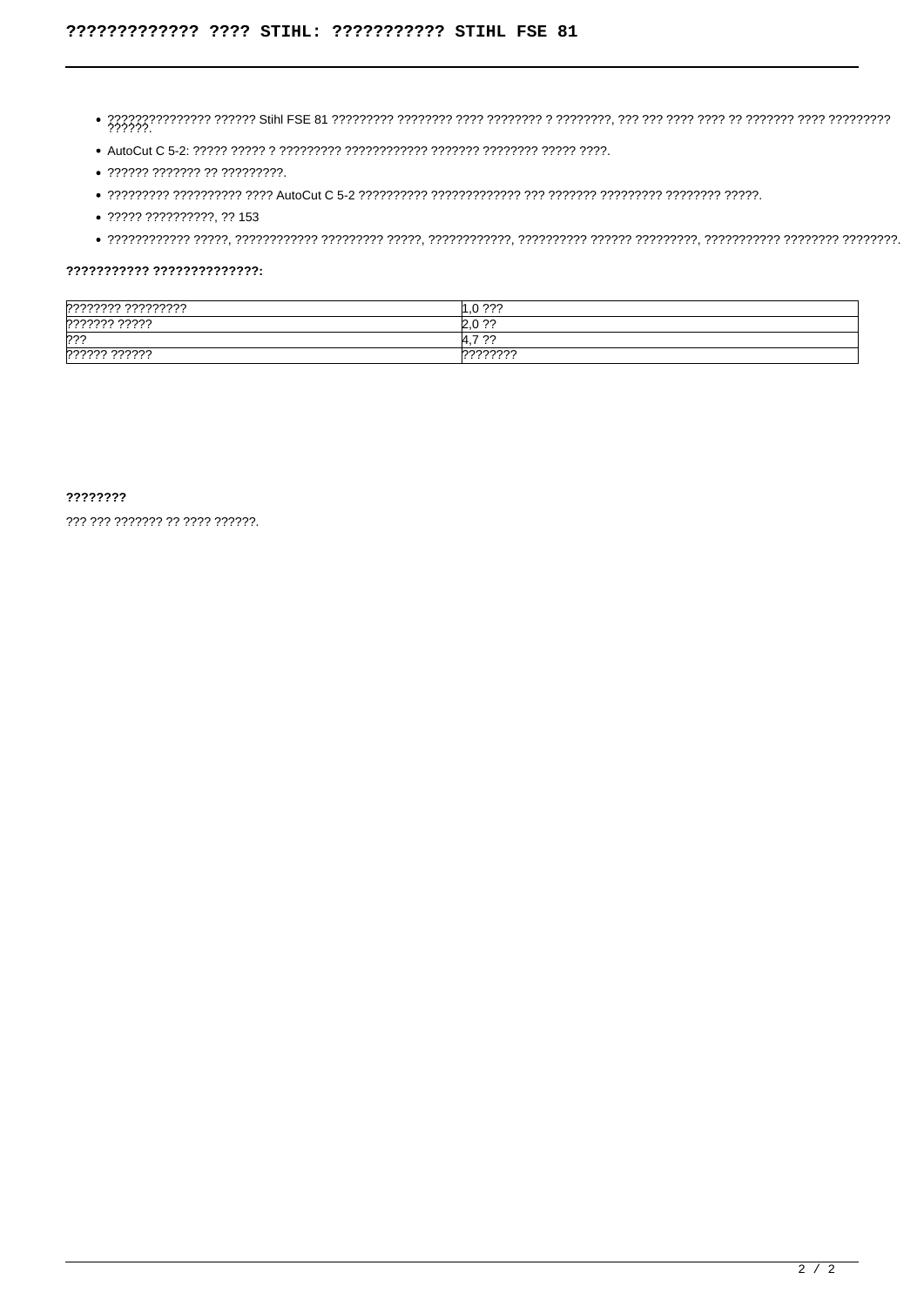- ??????????????? ?????? Stihl FSE 81 ????????? ???????? ???? ???????? ? ????????, ??? ??? ???? ???? ?? ??????? ???? ????????? ??????.
- AutoCut C 5-2: ????? ????? ? ????????? ???????????? ??????? ???????? ????? ????.
- ?????? ??????? ?? ?????????.
- ????????? ?????????? ???? AutoCut C 5-2 ?????????? ????????????? ??? ??????? ????????? ???????? ?????.
- ????? ??????????, ?? 153
- ???????????? ?????, ???????????? ????????? ?????, ????????????, ?????????? ?????? ?????????, ??????????? ???????? ????????.

**??????????? ??????????????:**

| | |
|---|---|
| ???????? ????????? | 1,0 ??? |
| ??????? ????? | 2,0 ?? |
| ??? | 4,7 ?? |
| ?????? ?????? | ???????? |

**????????**

??? ??? ??????? ?? ???? ??????.